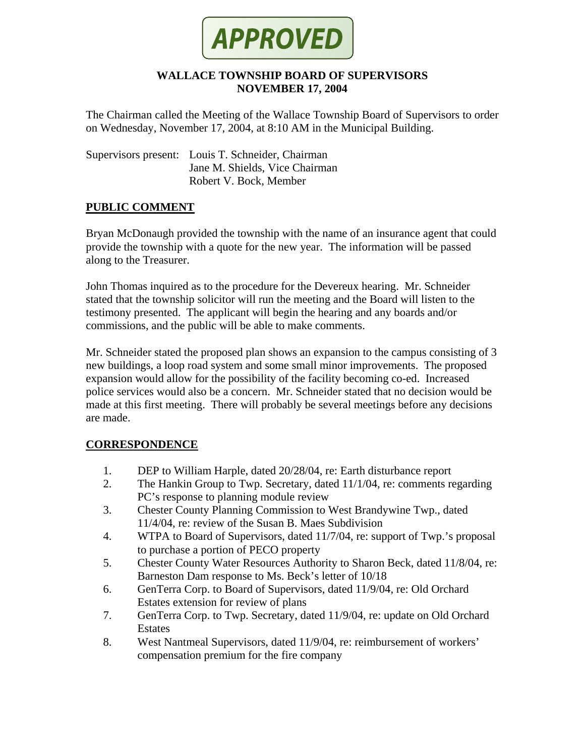**APPROVED**

# WALLACE TOWNSHIP BOARD OF SUPERVISORS
## NOVEMBER 17, 2004

The Chairman called the Meeting of the Wallace Township Board of Supervisors to order on Wednesday, November 17, 2004, at 8:10 AM in the Municipal Building.

Supervisors present: Louis T. Schneider, Chairman
Jane M. Shields, Vice Chairman
Robert V. Bock, Member

## PUBLIC COMMENT

Bryan McDonaugh provided the township with the name of an insurance agent that could provide the township with a quote for the new year. The information will be passed along to the Treasurer.

John Thomas inquired as to the procedure for the Devereux hearing. Mr. Schneider stated that the township solicitor will run the meeting and the Board will listen to the testimony presented. The applicant will begin the hearing and any boards and/or commissions, and the public will be able to make comments.

Mr. Schneider stated the proposed plan shows an expansion to the campus consisting of 3 new buildings, a loop road system and some small minor improvements. The proposed expansion would allow for the possibility of the facility becoming co-ed. Increased police services would also be a concern. Mr. Schneider stated that no decision would be made at this first meeting. There will probably be several meetings before any decisions are made.

## CORRESPONDENCE

1. DEP to William Harple, dated 20/28/04, re: Earth disturbance report
2. The Hankin Group to Twp. Secretary, dated 11/1/04, re: comments regarding PC's response to planning module review
3. Chester County Planning Commission to West Brandywine Twp., dated 11/4/04, re: review of the Susan B. Maes Subdivision
4. WTPA to Board of Supervisors, dated 11/7/04, re: support of Twp.'s proposal to purchase a portion of PECO property
5. Chester County Water Resources Authority to Sharon Beck, dated 11/8/04, re: Barneston Dam response to Ms. Beck's letter of 10/18
6. GenTerra Corp. to Board of Supervisors, dated 11/9/04, re: Old Orchard Estates extension for review of plans
7. GenTerra Corp. to Twp. Secretary, dated 11/9/04, re: update on Old Orchard Estates
8. West Nantmeal Supervisors, dated 11/9/04, re: reimbursement of workers' compensation premium for the fire company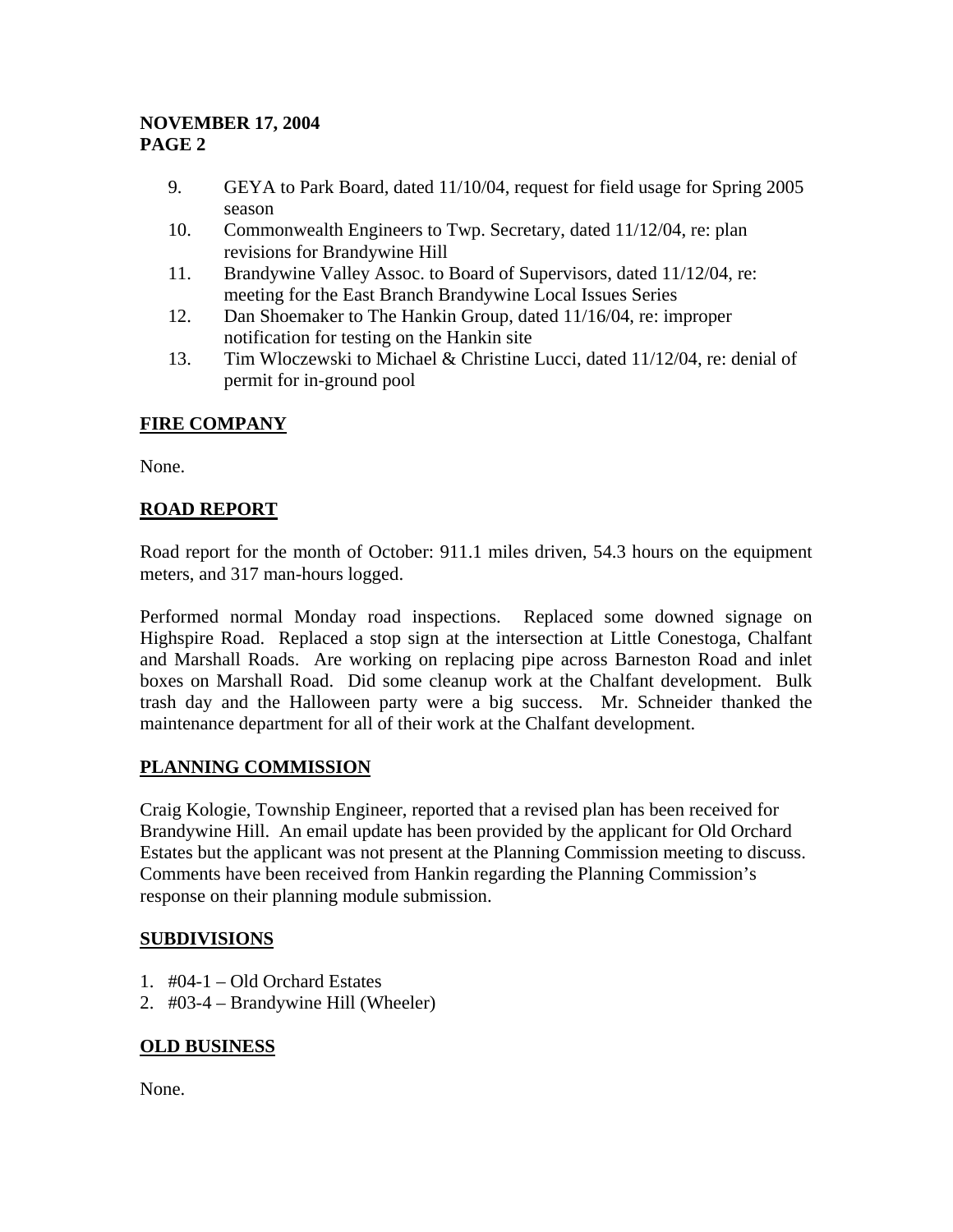9. GEYA to Park Board, dated 11/10/04, request for field usage for Spring 2005 season
10. Commonwealth Engineers to Twp. Secretary, dated 11/12/04, re: plan revisions for Brandywine Hill
11. Brandywine Valley Assoc. to Board of Supervisors, dated 11/12/04, re: meeting for the East Branch Brandywine Local Issues Series
12. Dan Shoemaker to The Hankin Group, dated 11/16/04, re: improper notification for testing on the Hankin site
13. Tim Wloczewski to Michael & Christine Lucci, dated 11/12/04, re: denial of permit for in-ground pool

## FIRE COMPANY

None.

## ROAD REPORT

Road report for the month of October: 911.1 miles driven, 54.3 hours on the equipment meters, and 317 man-hours logged.

Performed normal Monday road inspections. Replaced some downed signage on Highspire Road. Replaced a stop sign at the intersection at Little Conestoga, Chalfant and Marshall Roads. Are working on replacing pipe across Barneston Road and inlet boxes on Marshall Road. Did some cleanup work at the Chalfant development. Bulk trash day and the Halloween party were a big success. Mr. Schneider thanked the maintenance department for all of their work at the Chalfant development.

## PLANNING COMMISSION

Craig Kologie, Township Engineer, reported that a revised plan has been received for Brandywine Hill. An email update has been provided by the applicant for Old Orchard Estates but the applicant was not present at the Planning Commission meeting to discuss. Comments have been received from Hankin regarding the Planning Commission's response on their planning module submission.

## SUBDIVISIONS

1. #04-1 – Old Orchard Estates
2. #03-4 – Brandywine Hill (Wheeler)

## OLD BUSINESS

None.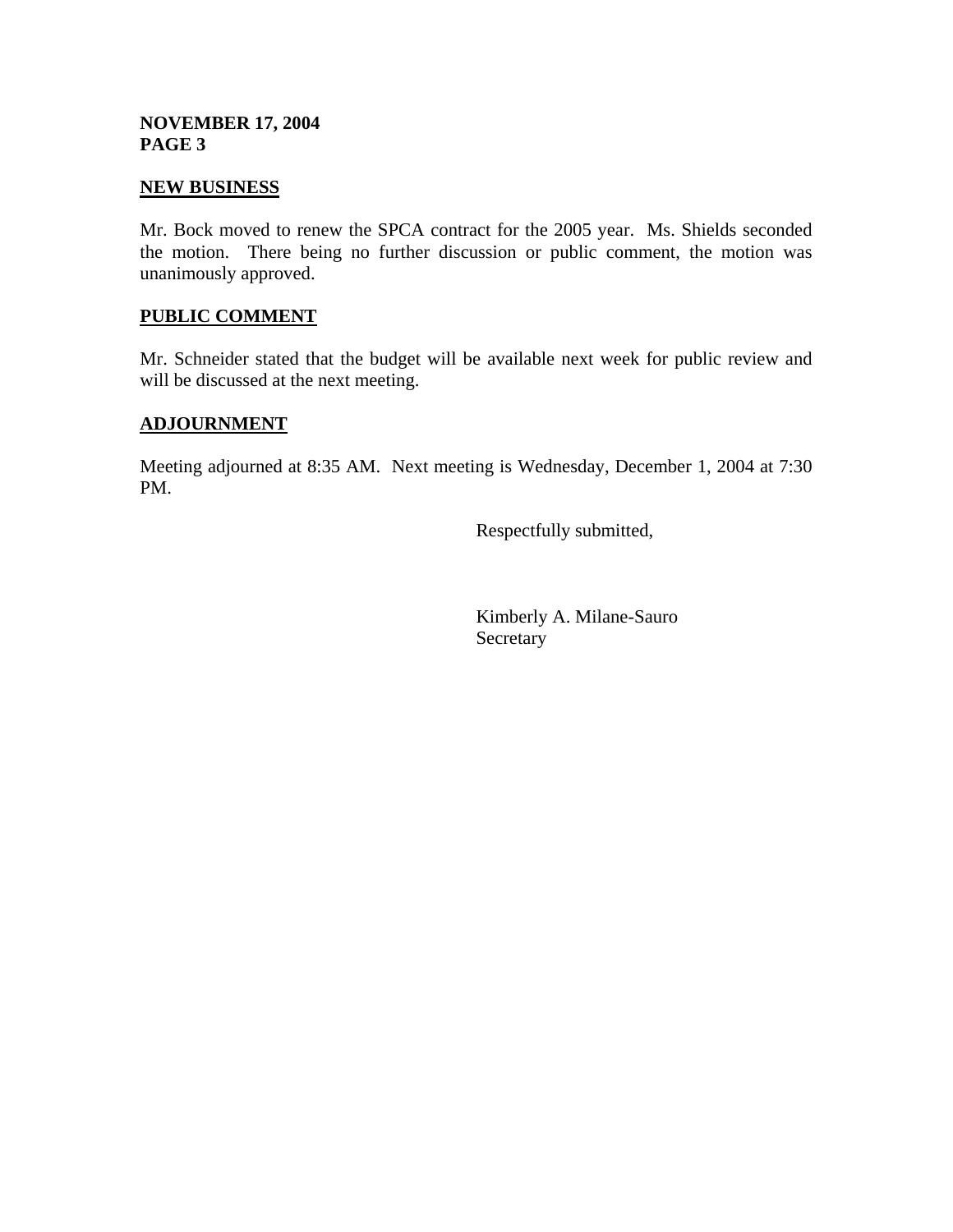## NEW BUSINESS

Mr. Bock moved to renew the SPCA contract for the 2005 year. Ms. Shields seconded the motion. There being no further discussion or public comment, the motion was unanimously approved.

## PUBLIC COMMENT

Mr. Schneider stated that the budget will be available next week for public review and will be discussed at the next meeting.

## ADJOURNMENT

Meeting adjourned at 8:35 AM. Next meeting is Wednesday, December 1, 2004 at 7:30 PM.

Respectfully submitted,

Kimberly A. Milane-Sauro
Secretary